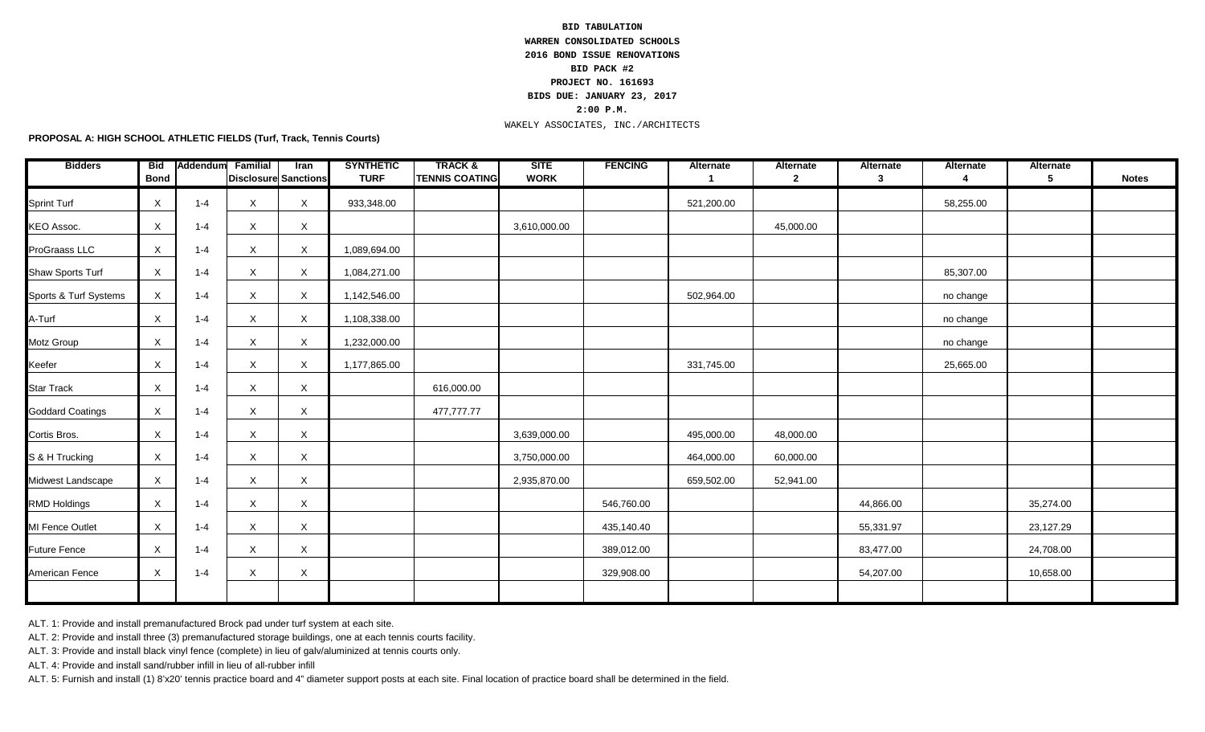**BID TABULATION**
**WARREN CONSOLIDATED SCHOOLS**
**2016 BOND ISSUE RENOVATIONS**
**BID PACK #2**
**PROJECT NO. 161693**
**BIDS DUE: JANUARY 23, 2017**
**2:00 P.M.**
WAKELY ASSOCIATES, INC./ARCHITECTS

**PROPOSAL A: HIGH SCHOOL ATHLETIC FIELDS (Turf, Track, Tennis Courts)**

| Bidders | Bid Bond | Addendum | Familial Disclosure | Iran Sanctions | SYNTHETIC TURF | TRACK & TENNIS COATING | SITE WORK | FENCING | Alternate 1 | Alternate 2 | Alternate 3 | Alternate 4 | Alternate 5 | Notes |
|---|---|---|---|---|---|---|---|---|---|---|---|---|---|---|
| Sprint Turf | X | 1-4 | X | X | 933,348.00 | | | | 521,200.00 | | | 58,255.00 | | |
| KEO Assoc. | X | 1-4 | X | X | | | 3,610,000.00 | | | 45,000.00 | | | | |
| ProGraass LLC | X | 1-4 | X | X | 1,089,694.00 | | | | | | | | | |
| Shaw Sports Turf | X | 1-4 | X | X | 1,084,271.00 | | | | | | | 85,307.00 | | |
| Sports & Turf Systems | X | 1-4 | X | X | 1,142,546.00 | | | | 502,964.00 | | | no change | | |
| A-Turf | X | 1-4 | X | X | 1,108,338.00 | | | | | | | no change | | |
| Motz Group | X | 1-4 | X | X | 1,232,000.00 | | | | | | | no change | | |
| Keefer | X | 1-4 | X | X | 1,177,865.00 | | | | 331,745.00 | | | 25,665.00 | | |
| Star Track | X | 1-4 | X | X | | 616,000.00 | | | | | | | | |
| Goddard Coatings | X | 1-4 | X | X | | 477,777.77 | | | | | | | | |
| Cortis Bros. | X | 1-4 | X | X | | | 3,639,000.00 | | 495,000.00 | 48,000.00 | | | | |
| S & H Trucking | X | 1-4 | X | X | | | 3,750,000.00 | | 464,000.00 | 60,000.00 | | | | |
| Midwest Landscape | X | 1-4 | X | X | | | 2,935,870.00 | | 659,502.00 | 52,941.00 | | | | |
| RMD Holdings | X | 1-4 | X | X | | | | 546,760.00 | | | 44,866.00 | | 35,274.00 | |
| MI Fence Outlet | X | 1-4 | X | X | | | | 435,140.40 | | | 55,331.97 | | 23,127.29 | |
| Future Fence | X | 1-4 | X | X | | | | 389,012.00 | | | 83,477.00 | | 24,708.00 | |
| American Fence | X | 1-4 | X | X | | | | 329,908.00 | | | 54,207.00 | | 10,658.00 | |
| | | | | | | | | | | | | | | |

ALT. 1: Provide and install premanufactured Brock pad under turf system at each site.

ALT. 2: Provide and install three (3) premanufactured storage buildings, one at each tennis courts facility.

ALT. 3: Provide and install black vinyl fence (complete) in lieu of galv/aluminized at tennis courts only.

ALT. 4: Provide and install sand/rubber infill in lieu of all-rubber infill

ALT. 5: Furnish and install (1) 8'x20' tennis practice board and 4" diameter support posts at each site. Final location of practice board shall be determined in the field.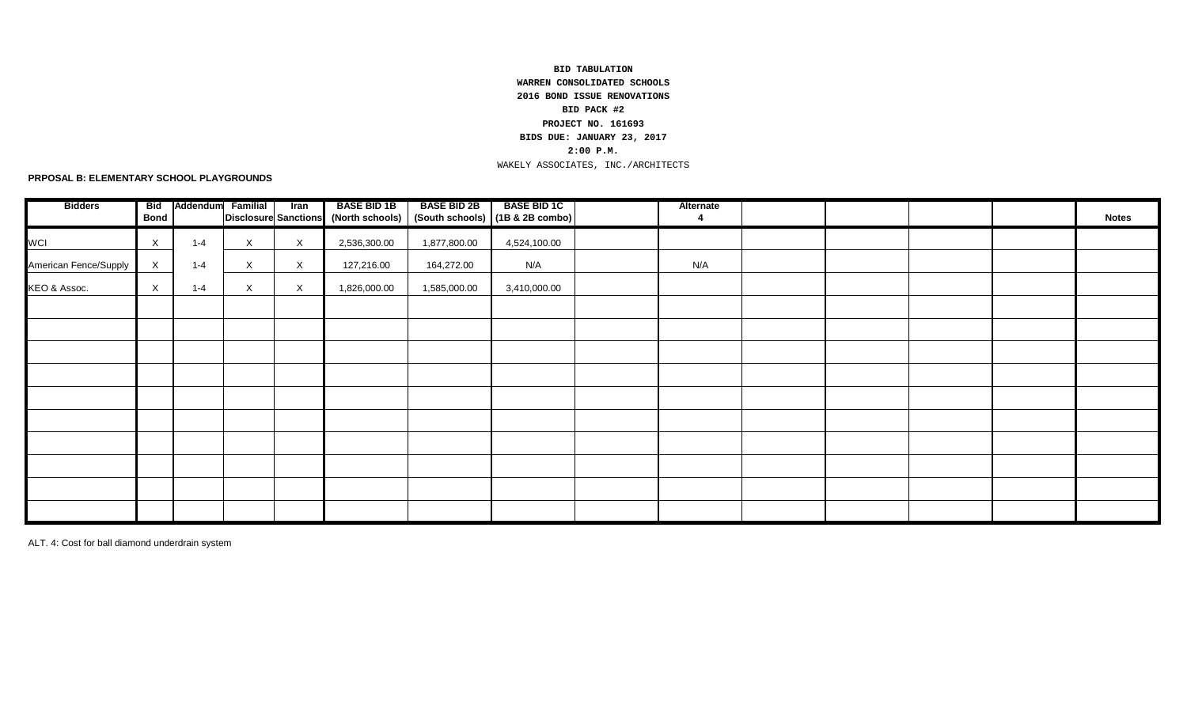**BID TABULATION**

**WARREN CONSOLIDATED SCHOOLS**

**2016 BOND ISSUE RENOVATIONS**

**BID PACK #2**

**PROJECT NO. 161693**

**BIDS DUE: JANUARY 23, 2017**

**2:00 P.M.**

WAKELY ASSOCIATES, INC./ARCHITECTS

**PRPOSAL B: ELEMENTARY SCHOOL PLAYGROUNDS**

| Bidders | Bid Bond | Addendum | Familial Disclosure | Iran Sanctions | BASE BID 1B (North schools) | BASE BID 2B (South schools) | BASE BID 1C (1B & 2B combo) | | Alternate 4 | | | | | Notes |
|---|---|---|---|---|---|---|---|---|---|---|---|---|---|---|
| WCI | X | 1-4 | X | X | 2,536,300.00 | 1,877,800.00 | 4,524,100.00 | | | | | | | |
| American Fence/Supply | X | 1-4 | X | X | 127,216.00 | 164,272.00 | N/A | | N/A | | | | | |
| KEO & Assoc. | X | 1-4 | X | X | 1,826,000.00 | 1,585,000.00 | 3,410,000.00 | | | | | | | |
| | | | | | | | | | | | | | | |
| | | | | | | | | | | | | | | |
| | | | | | | | | | | | | | | |
| | | | | | | | | | | | | | | |
| | | | | | | | | | | | | | | |
| | | | | | | | | | | | | | | |
| | | | | | | | | | | | | | | |
| | | | | | | | | | | | | | | |
| | | | | | | | | | | | | | | |
| | | | | | | | | | | | | | | |

ALT. 4: Cost for ball diamond underdrain system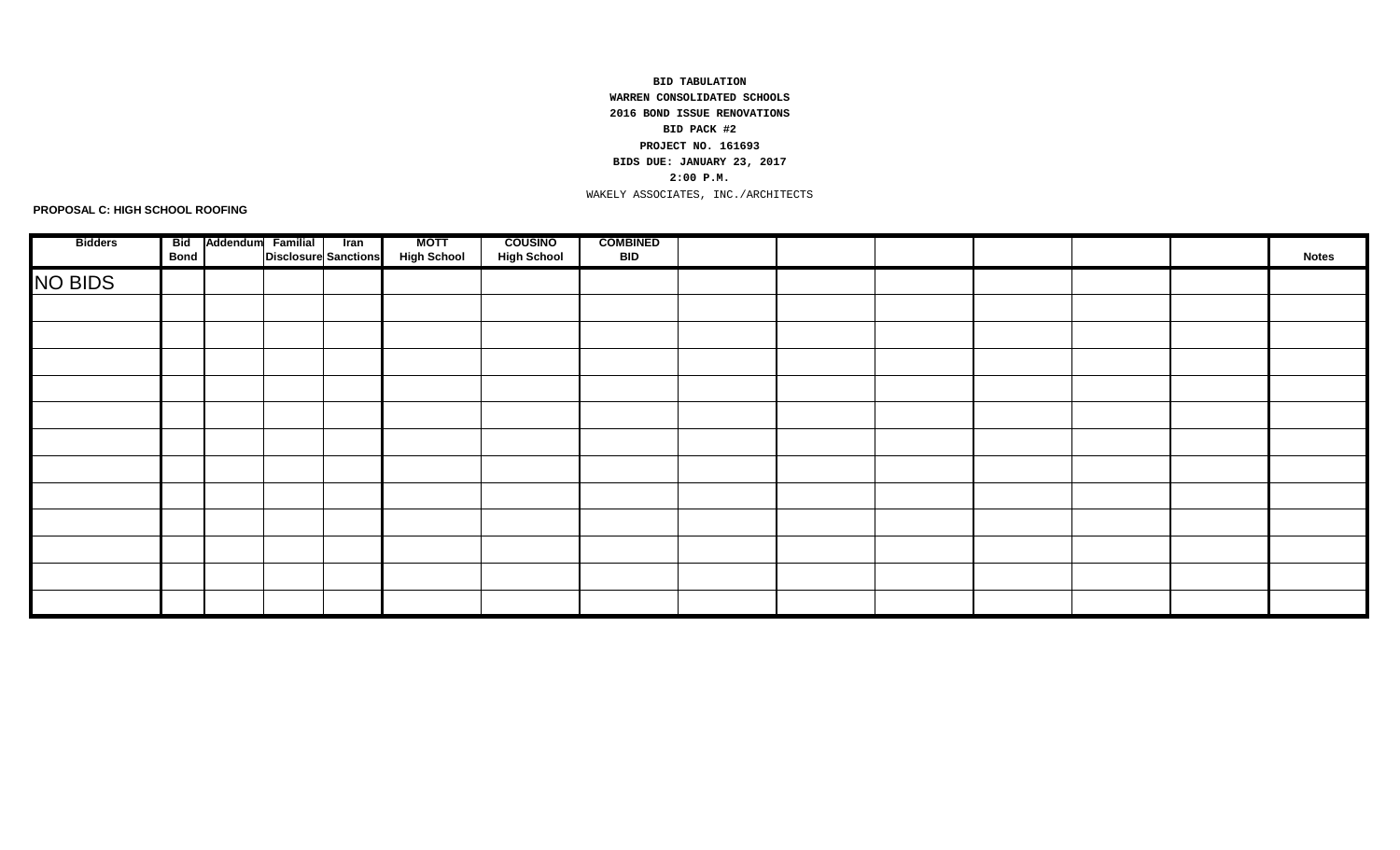**BID TABULATION**
**WARREN CONSOLIDATED SCHOOLS**
**2016 BOND ISSUE RENOVATIONS**
**BID PACK #2**
**PROJECT NO. 161693**
**BIDS DUE: JANUARY 23, 2017**
**2:00 P.M.**
WAKELY ASSOCIATES, INC./ARCHITECTS

**PROPOSAL C: HIGH SCHOOL ROOFING**

| Bidders | Bid Bond | Addendum | Familial Disclosure | Iran Sanctions | MOTT High School | COUSINO High School | COMBINED BID | | | | | | Notes |
|---|---|---|---|---|---|---|---|---|---|---|---|---|---|
| NO BIDS | | | | | | | | | | | | | |
| | | | | | | | | | | | | | |
| | | | | | | | | | | | | | |
| | | | | | | | | | | | | | |
| | | | | | | | | | | | | | |
| | | | | | | | | | | | | | |
| | | | | | | | | | | | | | |
| | | | | | | | | | | | | | |
| | | | | | | | | | | | | | |
| | | | | | | | | | | | | | |
| | | | | | | | | | | | | | |
| | | | | | | | | | | | | | |
| | | | | | | | | | | | | | |